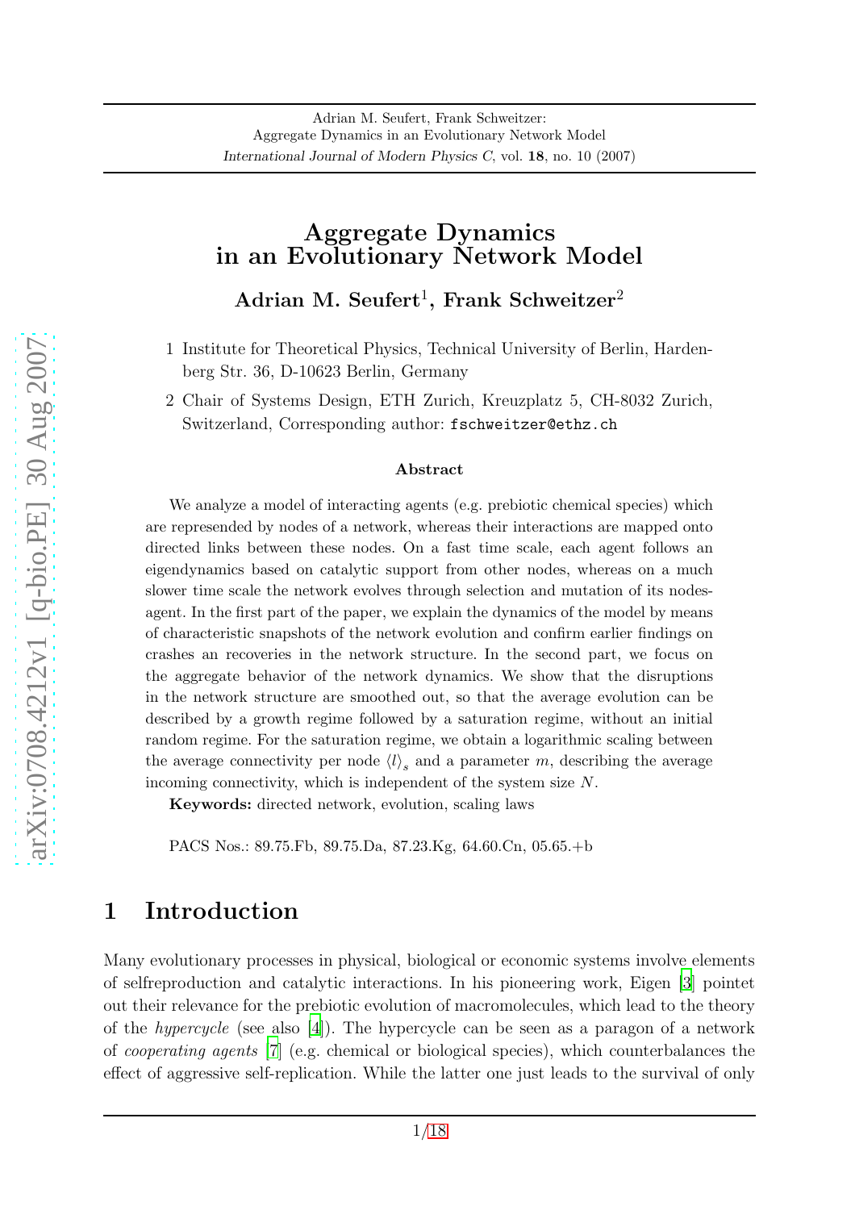Adrian M. Seufert, Frank Schweitzer:
Aggregate Dynamics in an Evolutionary Network Model
*International Journal of Modern Physics C*, vol. **18**, no. 10 (2007)

# Aggregate Dynamics in an Evolutionary Network Model

**Adrian M. Seufert**[1], **Frank Schweitzer**[2]

1 Institute for Theoretical Physics, Technical University of Berlin, Hardenberg Str. 36, D-10623 Berlin, Germany

2 Chair of Systems Design, ETH Zurich, Kreuzplatz 5, CH-8032 Zurich, Switzerland, Corresponding author: `fschweitzer@ethz.ch`

### Abstract

We analyze a model of interacting agents (e.g. prebiotic chemical species) which are represented by nodes of a network, whereas their interactions are mapped onto directed links between these nodes. On a fast time scale, each agent follows an eigendynamics based on catalytic support from other nodes, whereas on a much slower time scale the network evolves through selection and mutation of its nodes-agent. In the first part of the paper, we explain the dynamics of the model by means of characteristic snapshots of the network evolution and confirm earlier findings on crashes an recoveries in the network structure. In the second part, we focus on the aggregate behavior of the network dynamics. We show that the disruptions in the network structure are smoothed out, so that the average evolution can be described by a growth regime followed by a saturation regime, without an initial random regime. For the saturation regime, we obtain a logarithmic scaling between the average connectivity per node $\langle l \rangle_s$ and a parameter $m$, describing the average incoming connectivity, which is independent of the system size $N$.

**Keywords:** directed network, evolution, scaling laws

PACS Nos.: 89.75.Fb, 89.75.Da, 87.23.Kg, 64.60.Cn, 05.65.+b

## 1 Introduction

Many evolutionary processes in physical, biological or economic systems involve elements of selfreproduction and catalytic interactions. In his pioneering work, Eigen [3] pointet out their relevance for the prebiotic evolution of macromolecules, which lead to the theory of the *hypercycle* (see also [4]). The hypercycle can be seen as a paragon of a network of *cooperating agents* [7] (e.g. chemical or biological species), which counterbalances the effect of aggressive self-replication. While the latter one just leads to the survival of only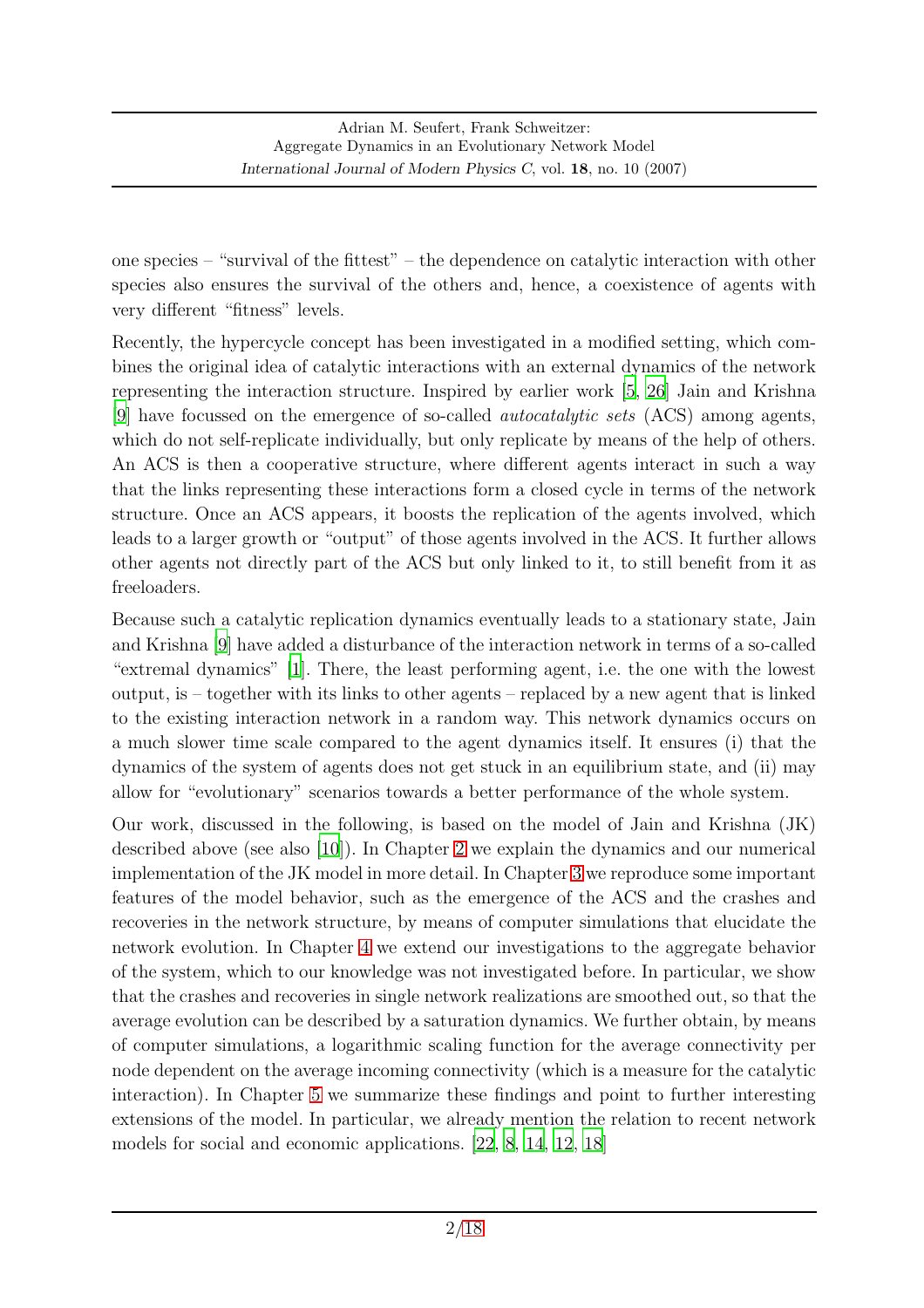one species – "survival of the fittest" – the dependence on catalytic interaction with other species also ensures the survival of the others and, hence, a coexistence of agents with very different "fitness" levels.

Recently, the hypercycle concept has been investigated in a modified setting, which combines the original idea of catalytic interactions with an external dynamics of the network representing the interaction structure. Inspired by earlier work [5, 26] Jain and Krishna [9] have focussed on the emergence of so-called *autocatalytic sets* (ACS) among agents, which do not self-replicate individually, but only replicate by means of the help of others. An ACS is then a cooperative structure, where different agents interact in such a way that the links representing these interactions form a closed cycle in terms of the network structure. Once an ACS appears, it boosts the replication of the agents involved, which leads to a larger growth or "output" of those agents involved in the ACS. It further allows other agents not directly part of the ACS but only linked to it, to still benefit from it as freeloaders.

Because such a catalytic replication dynamics eventually leads to a stationary state, Jain and Krishna [9] have added a disturbance of the interaction network in terms of a so-called "extremal dynamics" [1]. There, the least performing agent, i.e. the one with the lowest output, is – together with its links to other agents – replaced by a new agent that is linked to the existing interaction network in a random way. This network dynamics occurs on a much slower time scale compared to the agent dynamics itself. It ensures (i) that the dynamics of the system of agents does not get stuck in an equilibrium state, and (ii) may allow for "evolutionary" scenarios towards a better performance of the whole system.

Our work, discussed in the following, is based on the model of Jain and Krishna (JK) described above (see also [10]). In Chapter 2 we explain the dynamics and our numerical implementation of the JK model in more detail. In Chapter 3 we reproduce some important features of the model behavior, such as the emergence of the ACS and the crashes and recoveries in the network structure, by means of computer simulations that elucidate the network evolution. In Chapter 4 we extend our investigations to the aggregate behavior of the system, which to our knowledge was not investigated before. In particular, we show that the crashes and recoveries in single network realizations are smoothed out, so that the average evolution can be described by a saturation dynamics. We further obtain, by means of computer simulations, a logarithmic scaling function for the average connectivity per node dependent on the average incoming connectivity (which is a measure for the catalytic interaction). In Chapter 5 we summarize these findings and point to further interesting extensions of the model. In particular, we already mention the relation to recent network models for social and economic applications. [22, 8, 14, 12, 18]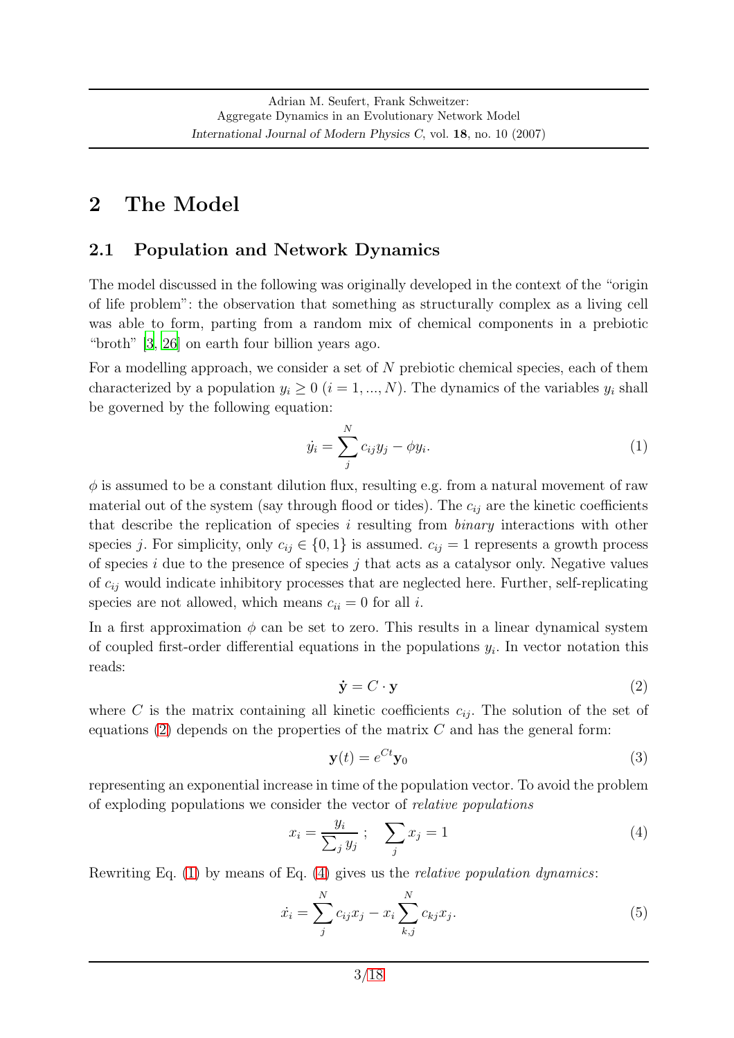## 2 The Model

### 2.1 Population and Network Dynamics

The model discussed in the following was originally developed in the context of the "origin of life problem": the observation that something as structurally complex as a living cell was able to form, parting from a random mix of chemical components in a prebiotic "broth" [3, 26] on earth four billion years ago.

For a modelling approach, we consider a set of $N$ prebiotic chemical species, each of them characterized by a population $y_i \geq 0$ ($i = 1, ..., N$). The dynamics of the variables $y_i$ shall be governed by the following equation:

$$\dot{y_i} = \sum_{j}^{N} c_{ij} y_j - \phi y_i. \tag{1}$$

$\phi$ is assumed to be a constant dilution flux, resulting e.g. from a natural movement of raw material out of the system (say through flood or tides). The $c_{ij}$ are the kinetic coefficients that describe the replication of species $i$ resulting from *binary* interactions with other species $j$. For simplicity, only $c_{ij} \in \{0, 1\}$ is assumed. $c_{ij} = 1$ represents a growth process of species $i$ due to the presence of species $j$ that acts as a catalysor only. Negative values of $c_{ij}$ would indicate inhibitory processes that are neglected here. Further, self-replicating species are not allowed, which means $c_{ii} = 0$ for all $i$.

In a first approximation $\phi$ can be set to zero. This results in a linear dynamical system of coupled first-order differential equations in the populations $y_i$. In vector notation this reads:

$$\dot{\mathbf{y}} = C \cdot \mathbf{y} \tag{2}$$

where $C$ is the matrix containing all kinetic coefficients $c_{ij}$. The solution of the set of equations (2) depends on the properties of the matrix $C$ and has the general form:

$$\mathbf{y}(t) = e^{Ct} \mathbf{y}_0 \tag{3}$$

representing an exponential increase in time of the population vector. To avoid the problem of exploding populations we consider the vector of *relative populations*

$$x_i = \frac{y_i}{\sum_j y_j} \; ; \quad \sum_j x_j = 1 \tag{4}$$

Rewriting Eq. (1) by means of Eq. (4) gives us the *relative population dynamics*:

$$\dot{x_i} = \sum_{j}^{N} c_{ij} x_j - x_i \sum_{k,j}^{N} c_{kj} x_j. \tag{5}$$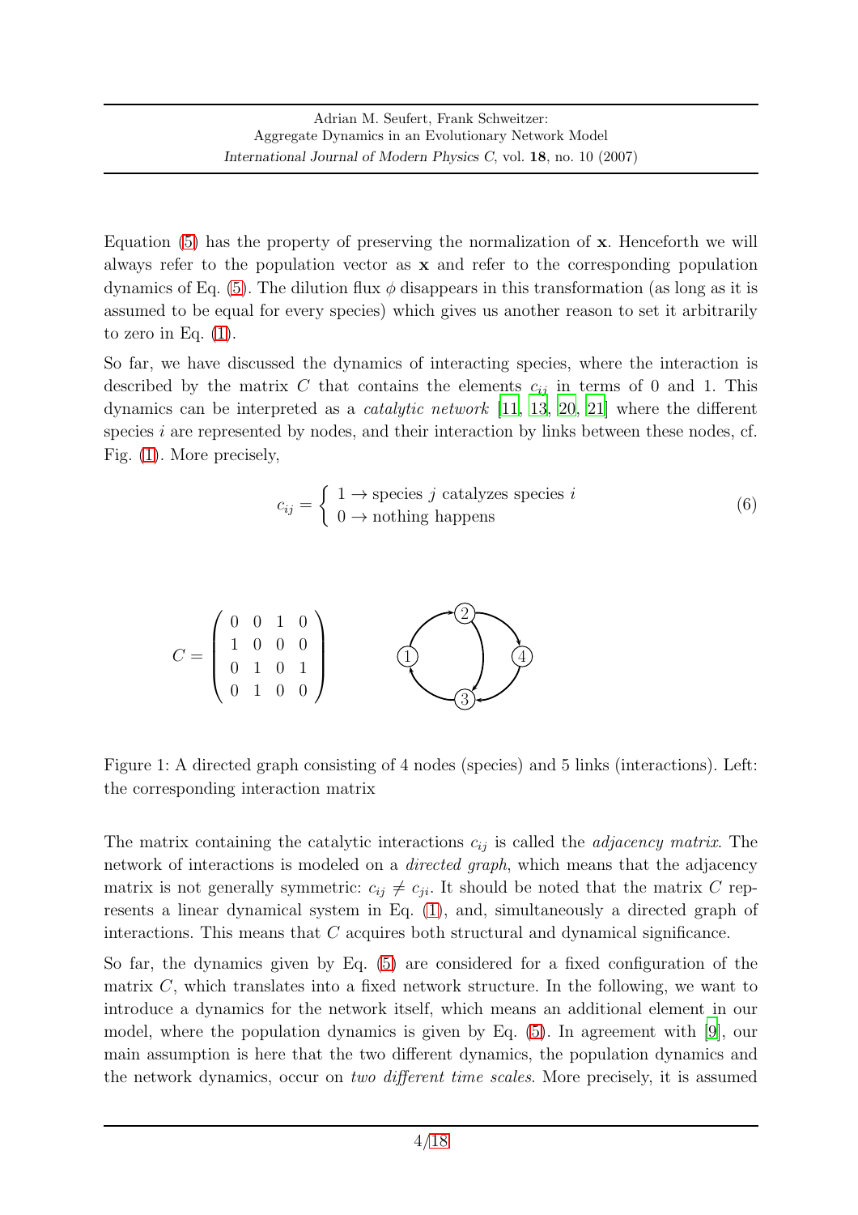Equation (5) has the property of preserving the normalization of $\mathbf{x}$. Henceforth we will always refer to the population vector as $\mathbf{x}$ and refer to the corresponding population dynamics of Eq. (5). The dilution flux $\phi$ disappears in this transformation (as long as it is assumed to be equal for every species) which gives us another reason to set it arbitrarily to zero in Eq. (1).

So far, we have discussed the dynamics of interacting species, where the interaction is described by the matrix $C$ that contains the elements $c_{ij}$ in terms of 0 and 1. This dynamics can be interpreted as a *catalytic network* [11, 13, 20, 21] where the different species $i$ are represented by nodes, and their interaction by links between these nodes, cf. Fig. (1). More precisely,

$$c_{ij} = \begin{cases} 1 \rightarrow \text{species } j \text{ catalyzes species } i \\ 0 \rightarrow \text{nothing happens} \end{cases} \tag{6}$$

$$C = \begin{pmatrix} 0 & 0 & 1 & 0 \\ 1 & 0 & 0 & 0 \\ 0 & 1 & 0 & 1 \\ 0 & 1 & 0 & 0 \end{pmatrix}$$

Figure 1: A directed graph consisting of 4 nodes (species) and 5 links (interactions). Left: the corresponding interaction matrix

The matrix containing the catalytic interactions $c_{ij}$ is called the *adjacency matrix*. The network of interactions is modeled on a *directed graph*, which means that the adjacency matrix is not generally symmetric: $c_{ij} \neq c_{ji}$. It should be noted that the matrix $C$ represents a linear dynamical system in Eq. (1), and, simultaneously a directed graph of interactions. This means that $C$ acquires both structural and dynamical significance.

So far, the dynamics given by Eq. (5) are considered for a fixed configuration of the matrix $C$, which translates into a fixed network structure. In the following, we want to introduce a dynamics for the network itself, which means an additional element in our model, where the population dynamics is given by Eq. (5). In agreement with [9], our main assumption is here that the two different dynamics, the population dynamics and the network dynamics, occur on *two different time scales*. More precisely, it is assumed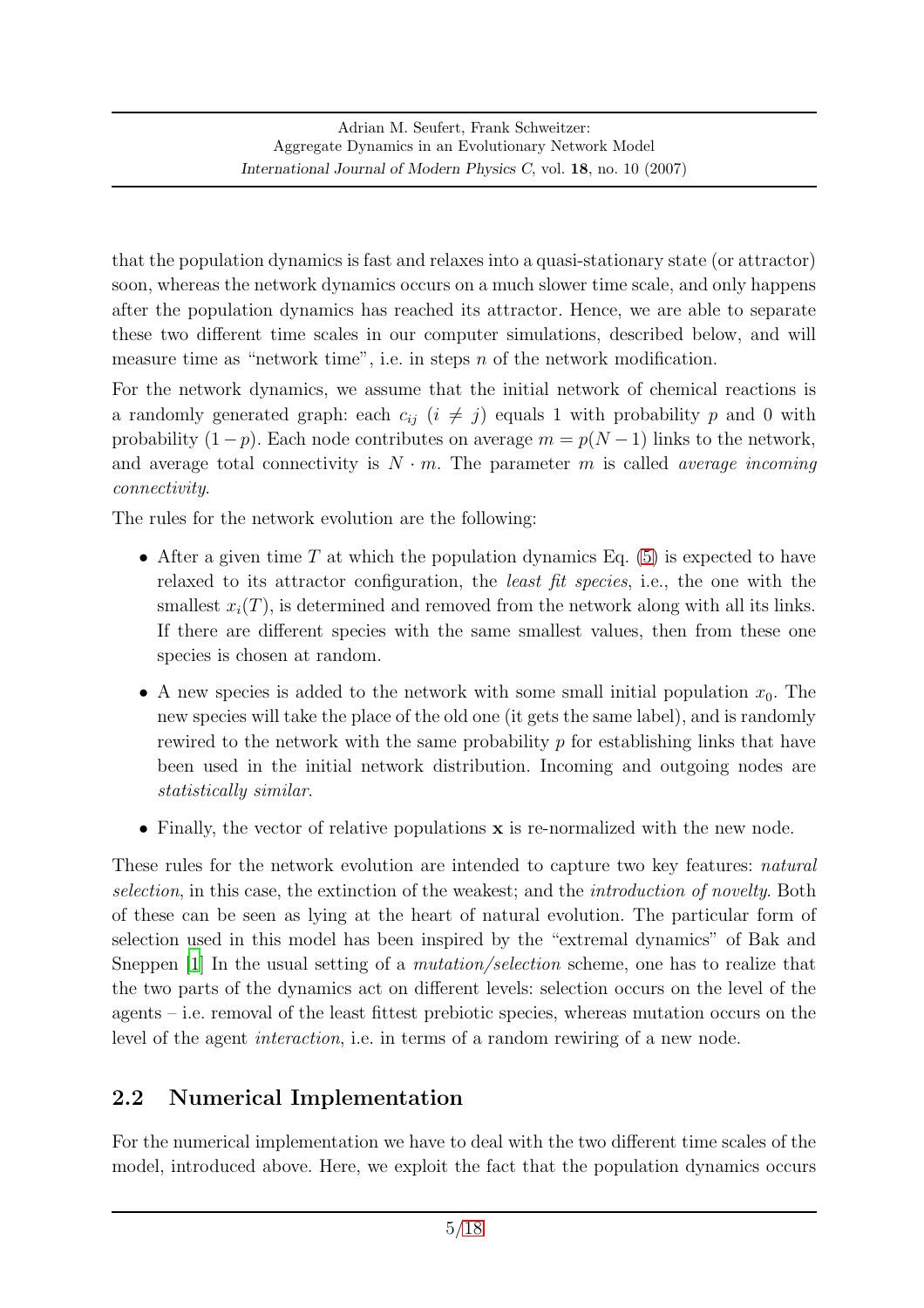that the population dynamics is fast and relaxes into a quasi-stationary state (or attractor) soon, whereas the network dynamics occurs on a much slower time scale, and only happens after the population dynamics has reached its attractor. Hence, we are able to separate these two different time scales in our computer simulations, described below, and will measure time as "network time", i.e. in steps $n$ of the network modification.

For the network dynamics, we assume that the initial network of chemical reactions is a randomly generated graph: each $c_{ij}$ ($i \neq j$) equals 1 with probability $p$ and 0 with probability $(1-p)$. Each node contributes on average $m = p(N-1)$ links to the network, and average total connectivity is $N \cdot m$. The parameter $m$ is called *average incoming connectivity*.

The rules for the network evolution are the following:

- After a given time $T$ at which the population dynamics Eq. (5) is expected to have relaxed to its attractor configuration, the *least fit species*, i.e., the one with the smallest $x_i(T)$, is determined and removed from the network along with all its links. If there are different species with the same smallest values, then from these one species is chosen at random.
- A new species is added to the network with some small initial population $x_0$. The new species will take the place of the old one (it gets the same label), and is randomly rewired to the network with the same probability $p$ for establishing links that have been used in the initial network distribution. Incoming and outgoing nodes are *statistically similar*.
- Finally, the vector of relative populations $\mathbf{x}$ is re-normalized with the new node.

These rules for the network evolution are intended to capture two key features: *natural selection*, in this case, the extinction of the weakest; and the *introduction of novelty*. Both of these can be seen as lying at the heart of natural evolution. The particular form of selection used in this model has been inspired by the "extremal dynamics" of Bak and Sneppen [1] In the usual setting of a *mutation/selection* scheme, one has to realize that the two parts of the dynamics act on different levels: selection occurs on the level of the agents – i.e. removal of the least fittest prebiotic species, whereas mutation occurs on the level of the agent *interaction*, i.e. in terms of a random rewiring of a new node.

## 2.2 Numerical Implementation

For the numerical implementation we have to deal with the two different time scales of the model, introduced above. Here, we exploit the fact that the population dynamics occurs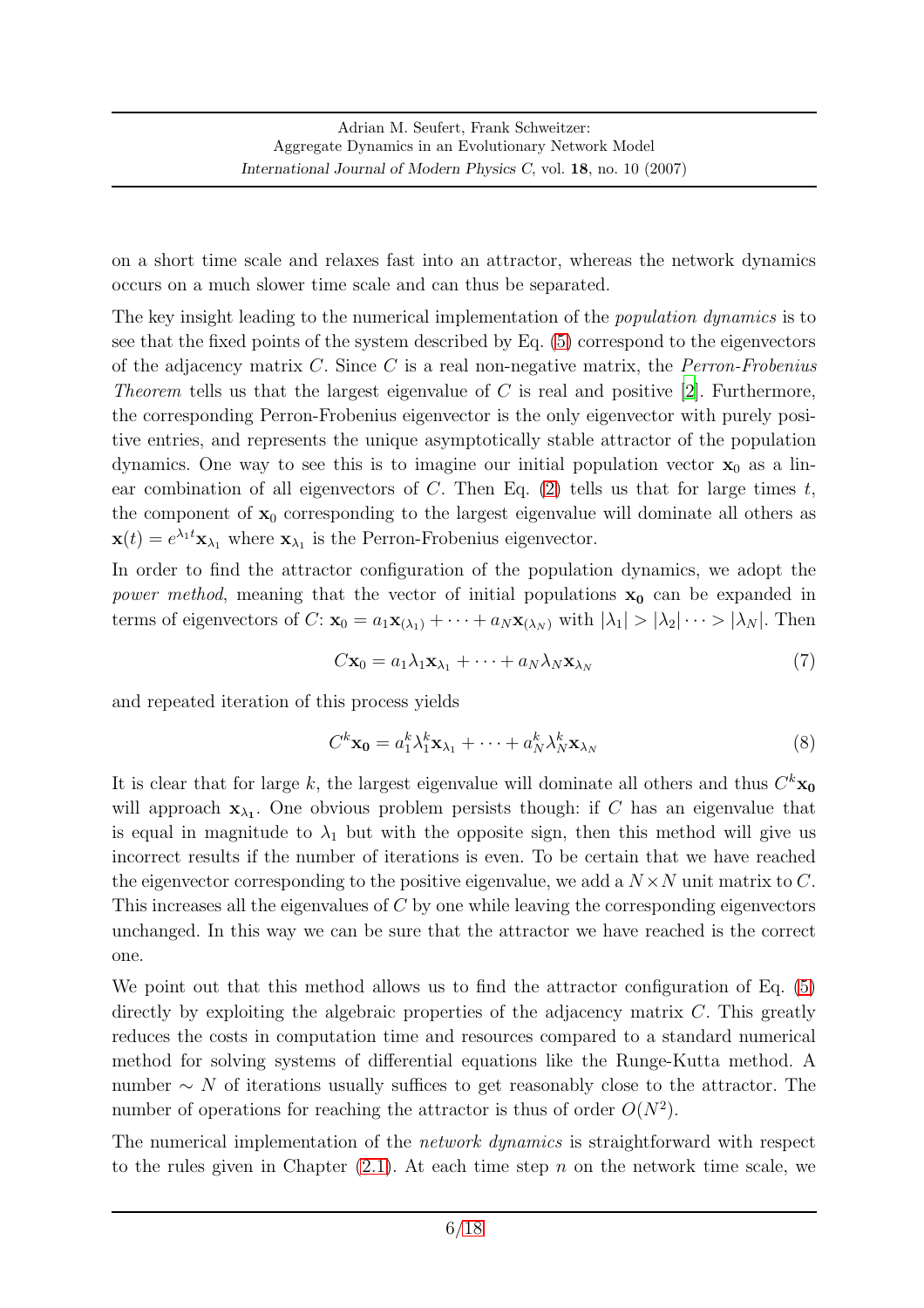on a short time scale and relaxes fast into an attractor, whereas the network dynamics occurs on a much slower time scale and can thus be separated.

The key insight leading to the numerical implementation of the *population dynamics* is to see that the fixed points of the system described by Eq. (5) correspond to the eigenvectors of the adjacency matrix $C$. Since $C$ is a real non-negative matrix, the *Perron-Frobenius Theorem* tells us that the largest eigenvalue of $C$ is real and positive [2]. Furthermore, the corresponding Perron-Frobenius eigenvector is the only eigenvector with purely positive entries, and represents the unique asymptotically stable attractor of the population dynamics. One way to see this is to imagine our initial population vector $\mathbf{x}_0$ as a linear combination of all eigenvectors of $C$. Then Eq. (2) tells us that for large times $t$, the component of $\mathbf{x}_0$ corresponding to the largest eigenvalue will dominate all others as $\mathbf{x}(t) = e^{\lambda_1 t}\mathbf{x}_{\lambda_1}$ where $\mathbf{x}_{\lambda_1}$ is the Perron-Frobenius eigenvector.

In order to find the attractor configuration of the population dynamics, we adopt the *power method*, meaning that the vector of initial populations $\mathbf{x_0}$ can be expanded in terms of eigenvectors of $C$: $\mathbf{x}_0 = a_1\mathbf{x}_{(\lambda_1)} + \cdots + a_N\mathbf{x}_{(\lambda_N)}$ with $|\lambda_1| > |\lambda_2| \cdots > |\lambda_N|$. Then

$$C\mathbf{x}_0 = a_1\lambda_1\mathbf{x}_{\lambda_1} + \cdots + a_N\lambda_N\mathbf{x}_{\lambda_N} \tag{7}$$

and repeated iteration of this process yields

$$C^k\mathbf{x_0} = a_1^k\lambda_1^k\mathbf{x}_{\lambda_1} + \cdots + a_N^k\lambda_N^k\mathbf{x}_{\lambda_N} \tag{8}$$

It is clear that for large $k$, the largest eigenvalue will dominate all others and thus $C^k\mathbf{x_0}$ will approach $\mathbf{x}_{\boldsymbol{\lambda_1}}$. One obvious problem persists though: if $C$ has an eigenvalue that is equal in magnitude to $\lambda_1$ but with the opposite sign, then this method will give us incorrect results if the number of iterations is even. To be certain that we have reached the eigenvector corresponding to the positive eigenvalue, we add a $N \times N$ unit matrix to $C$. This increases all the eigenvalues of $C$ by one while leaving the corresponding eigenvectors unchanged. In this way we can be sure that the attractor we have reached is the correct one.

We point out that this method allows us to find the attractor configuration of Eq. (5) directly by exploiting the algebraic properties of the adjacency matrix $C$. This greatly reduces the costs in computation time and resources compared to a standard numerical method for solving systems of differential equations like the Runge-Kutta method. A number $\sim N$ of iterations usually suffices to get reasonably close to the attractor. The number of operations for reaching the attractor is thus of order $O(N^2)$.

The numerical implementation of the *network dynamics* is straightforward with respect to the rules given in Chapter (2.1). At each time step $n$ on the network time scale, we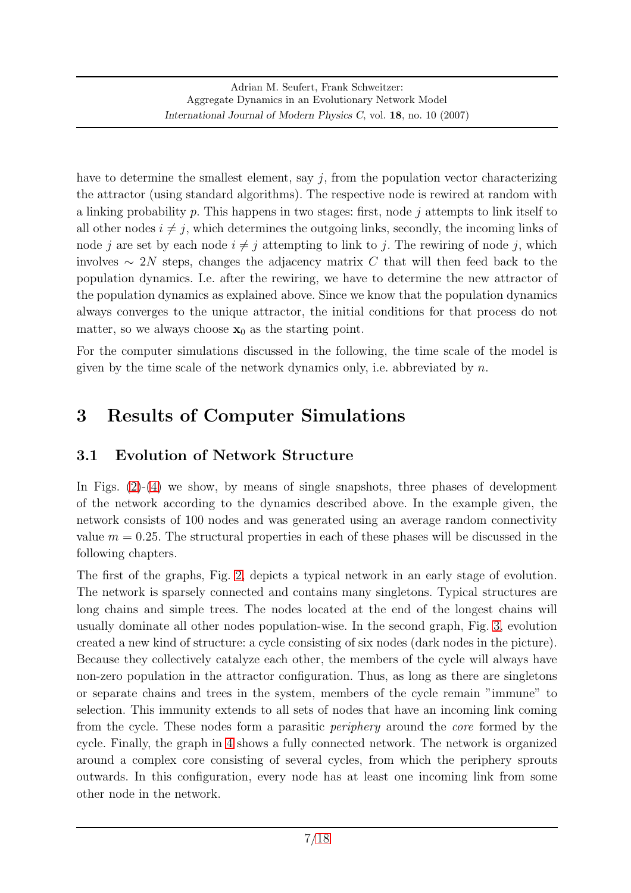have to determine the smallest element, say $j$, from the population vector characterizing the attractor (using standard algorithms). The respective node is rewired at random with a linking probability $p$. This happens in two stages: first, node $j$ attempts to link itself to all other nodes $i \neq j$, which determines the outgoing links, secondly, the incoming links of node $j$ are set by each node $i \neq j$ attempting to link to $j$. The rewiring of node $j$, which involves $\sim 2N$ steps, changes the adjacency matrix $C$ that will then feed back to the population dynamics. I.e. after the rewiring, we have to determine the new attractor of the population dynamics as explained above. Since we know that the population dynamics always converges to the unique attractor, the initial conditions for that process do not matter, so we always choose $\mathbf{x}_0$ as the starting point.

For the computer simulations discussed in the following, the time scale of the model is given by the time scale of the network dynamics only, i.e. abbreviated by $n$.

# 3 Results of Computer Simulations

## 3.1 Evolution of Network Structure

In Figs. (2)-(4) we show, by means of single snapshots, three phases of development of the network according to the dynamics described above. In the example given, the network consists of 100 nodes and was generated using an average random connectivity value $m = 0.25$. The structural properties in each of these phases will be discussed in the following chapters.

The first of the graphs, Fig. 2, depicts a typical network in an early stage of evolution. The network is sparsely connected and contains many singletons. Typical structures are long chains and simple trees. The nodes located at the end of the longest chains will usually dominate all other nodes population-wise. In the second graph, Fig. 3, evolution created a new kind of structure: a cycle consisting of six nodes (dark nodes in the picture). Because they collectively catalyze each other, the members of the cycle will always have non-zero population in the attractor configuration. Thus, as long as there are singletons or separate chains and trees in the system, members of the cycle remain "immune" to selection. This immunity extends to all sets of nodes that have an incoming link coming from the cycle. These nodes form a parasitic *periphery* around the *core* formed by the cycle. Finally, the graph in 4 shows a fully connected network. The network is organized around a complex core consisting of several cycles, from which the periphery sprouts outwards. In this configuration, every node has at least one incoming link from some other node in the network.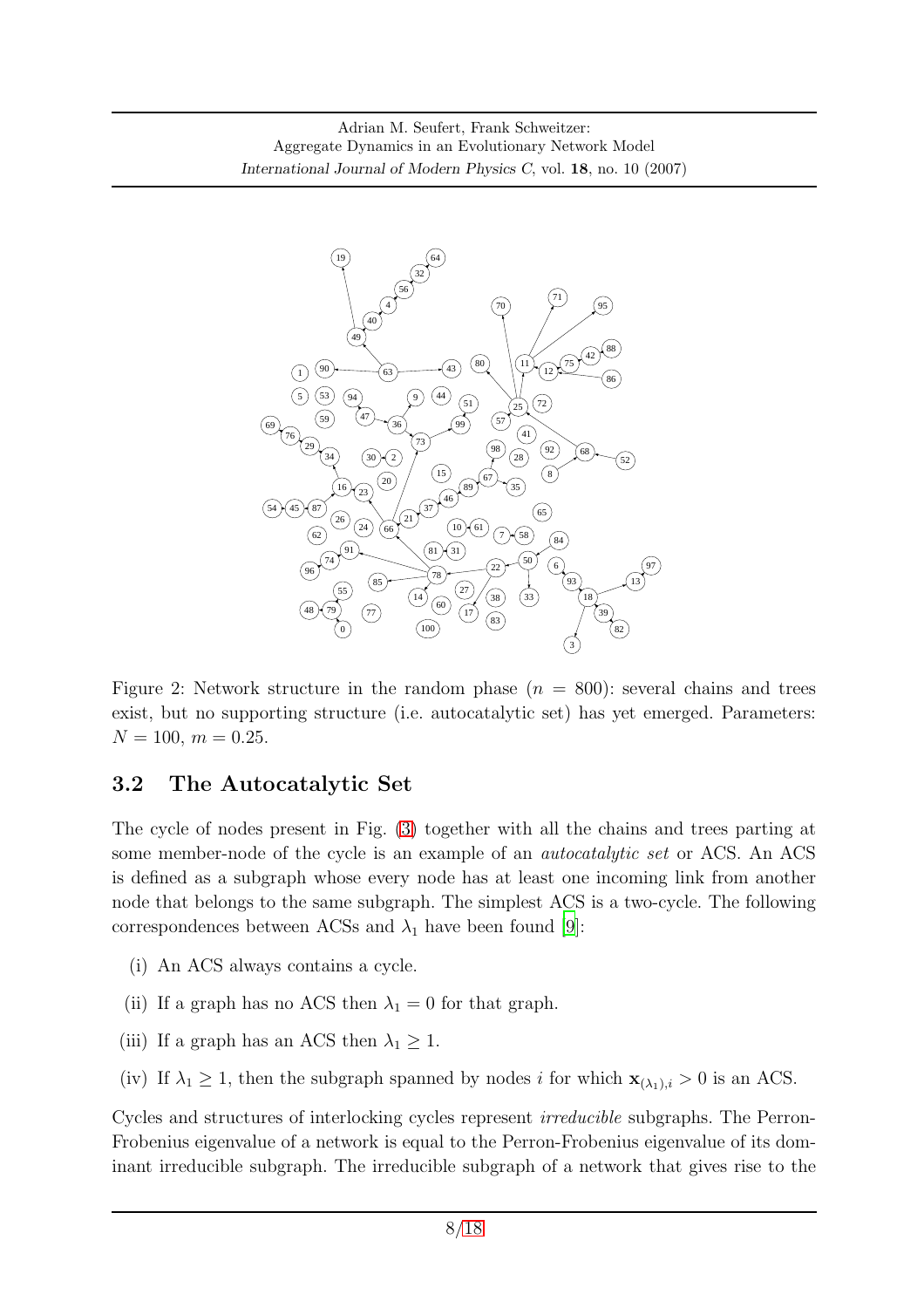Figure 2: Network structure in the random phase ($n = 800$): several chains and trees exist, but no supporting structure (i.e. autocatalytic set) has yet emerged. Parameters: $N = 100$, $m = 0.25$.

### 3.2 The Autocatalytic Set

The cycle of nodes present in Fig. (3) together with all the chains and trees parting at some member-node of the cycle is an example of an *autocatalytic set* or ACS. An ACS is defined as a subgraph whose every node has at least one incoming link from another node that belongs to the same subgraph. The simplest ACS is a two-cycle. The following correspondences between ACSs and $\lambda_1$ have been found [9]:

- (i) An ACS always contains a cycle.
- (ii) If a graph has no ACS then $\lambda_1 = 0$ for that graph.
- (iii) If a graph has an ACS then $\lambda_1 \geq 1$.
- (iv) If $\lambda_1 \geq 1$, then the subgraph spanned by nodes $i$ for which $\mathbf{x}_{(\lambda_1),i} > 0$ is an ACS.

Cycles and structures of interlocking cycles represent *irreducible* subgraphs. The Perron-Frobenius eigenvalue of a network is equal to the Perron-Frobenius eigenvalue of its dominant irreducible subgraph. The irreducible subgraph of a network that gives rise to the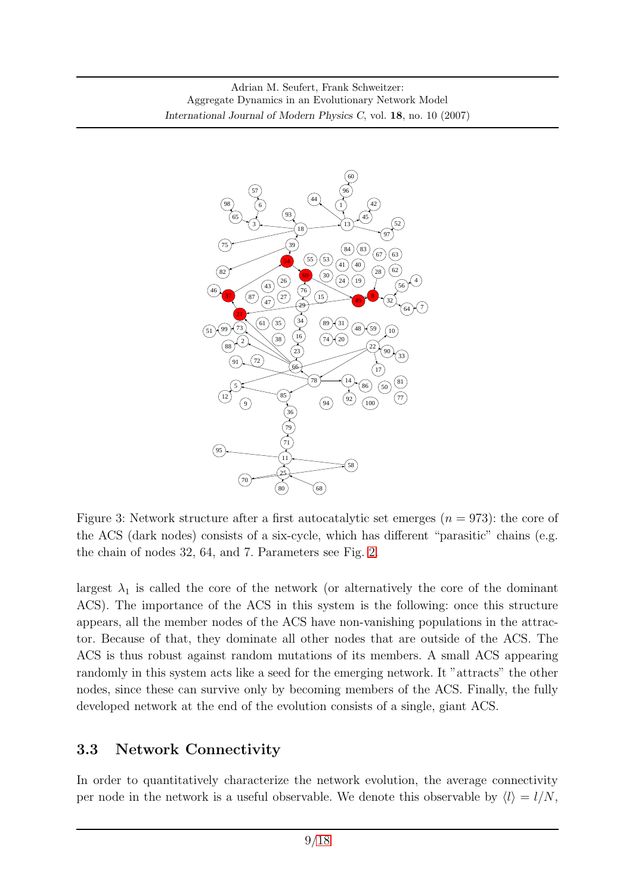Figure 3: Network structure after a first autocatalytic set emerges ($n = 973$): the core of the ACS (dark nodes) consists of a six-cycle, which has different "parasitic" chains (e.g. the chain of nodes 32, 64, and 7. Parameters see Fig. 2.

largest $\lambda_1$ is called the core of the network (or alternatively the core of the dominant ACS). The importance of the ACS in this system is the following: once this structure appears, all the member nodes of the ACS have non-vanishing populations in the attractor. Because of that, they dominate all other nodes that are outside of the ACS. The ACS is thus robust against random mutations of its members. A small ACS appearing randomly in this system acts like a seed for the emerging network. It "attracts" the other nodes, since these can survive only by becoming members of the ACS. Finally, the fully developed network at the end of the evolution consists of a single, giant ACS.

## 3.3 Network Connectivity

In order to quantitatively characterize the network evolution, the average connectivity per node in the network is a useful observable. We denote this observable by $\langle l \rangle = l/N$,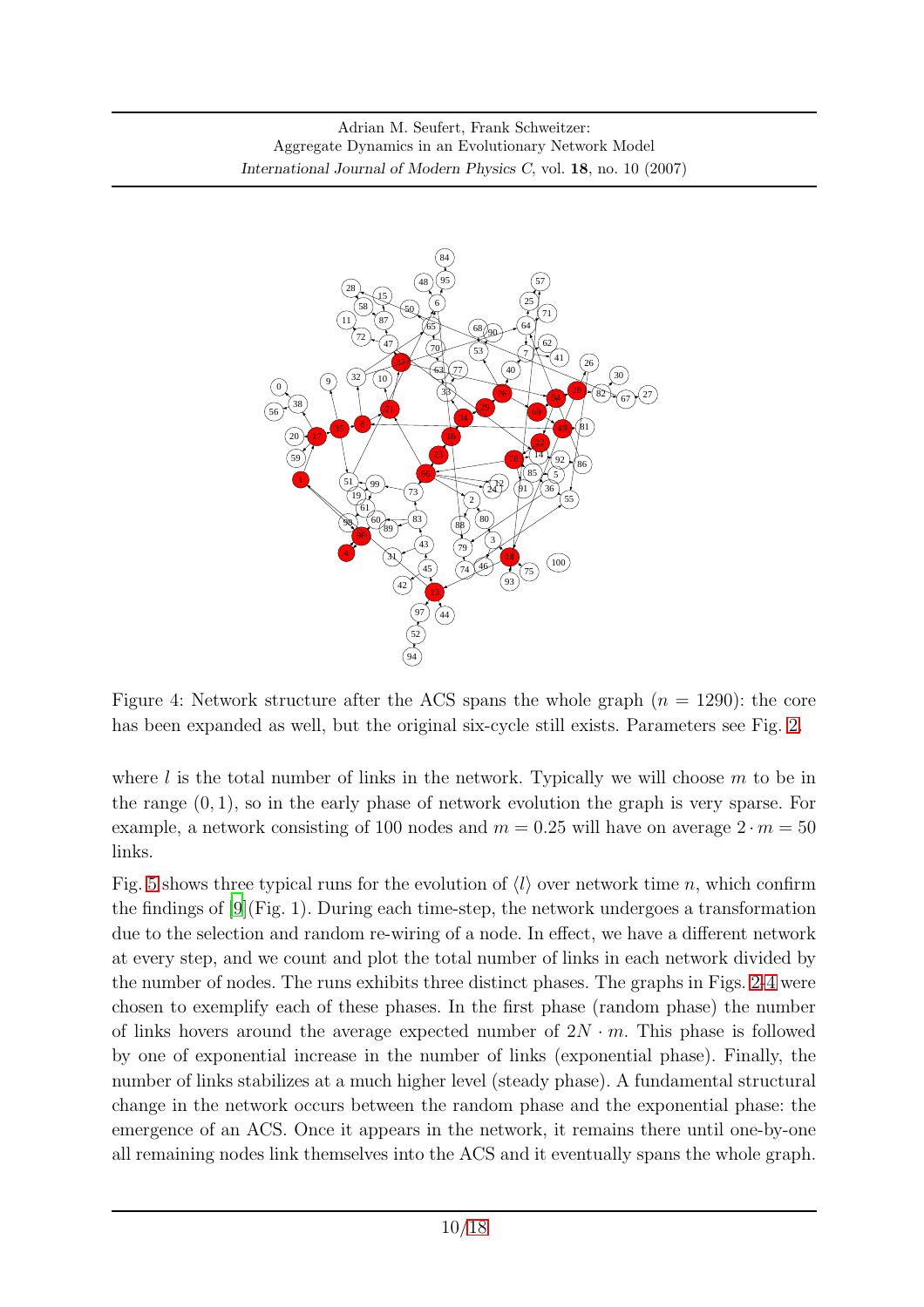Figure 4: Network structure after the ACS spans the whole graph ($n = 1290$): the core has been expanded as well, but the original six-cycle still exists. Parameters see Fig. 2.

where $l$ is the total number of links in the network. Typically we will choose $m$ to be in the range $(0, 1)$, so in the early phase of network evolution the graph is very sparse. For example, a network consisting of 100 nodes and $m = 0.25$ will have on average $2 \cdot m = 50$ links.

Fig. 5 shows three typical runs for the evolution of $\langle l \rangle$ over network time $n$, which confirm the findings of [9](Fig. 1). During each time-step, the network undergoes a transformation due to the selection and random re-wiring of a node. In effect, we have a different network at every step, and we count and plot the total number of links in each network divided by the number of nodes. The runs exhibits three distinct phases. The graphs in Figs. 2-4 were chosen to exemplify each of these phases. In the first phase (random phase) the number of links hovers around the average expected number of $2N \cdot m$. This phase is followed by one of exponential increase in the number of links (exponential phase). Finally, the number of links stabilizes at a much higher level (steady phase). A fundamental structural change in the network occurs between the random phase and the exponential phase: the emergence of an ACS. Once it appears in the network, it remains there until one-by-one all remaining nodes link themselves into the ACS and it eventually spans the whole graph.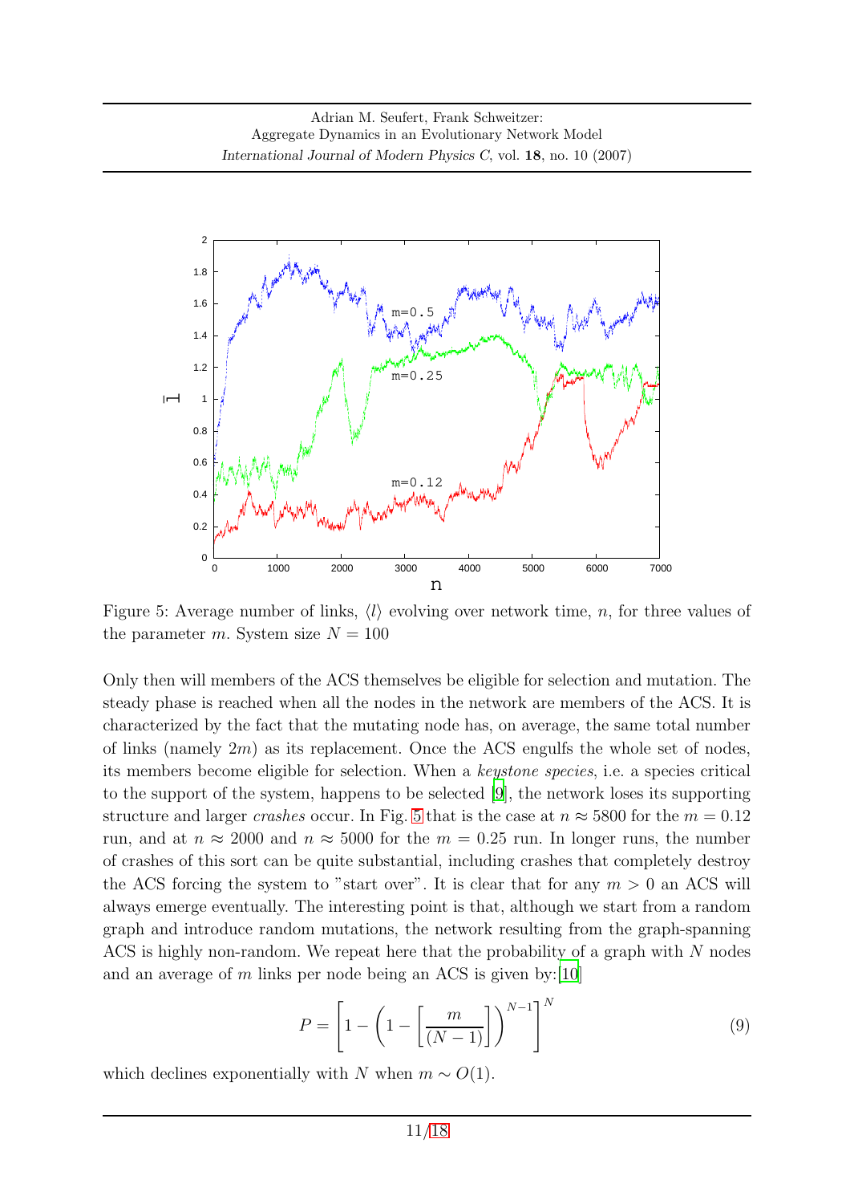Figure 5: Average number of links, $\langle l \rangle$ evolving over network time, $n$, for three values of the parameter $m$. System size $N = 100$

Only then will members of the ACS themselves be eligible for selection and mutation. The steady phase is reached when all the nodes in the network are members of the ACS. It is characterized by the fact that the mutating node has, on average, the same total number of links (namely $2m$) as its replacement. Once the ACS engulfs the whole set of nodes, its members become eligible for selection. When a *keystone species*, i.e. a species critical to the support of the system, happens to be selected [9], the network loses its supporting structure and larger *crashes* occur. In Fig. 5 that is the case at $n \approx 5800$ for the $m = 0.12$ run, and at $n \approx 2000$ and $n \approx 5000$ for the $m = 0.25$ run. In longer runs, the number of crashes of this sort can be quite substantial, including crashes that completely destroy the ACS forcing the system to "start over". It is clear that for any $m > 0$ an ACS will always emerge eventually. The interesting point is that, although we start from a random graph and introduce random mutations, the network resulting from the graph-spanning ACS is highly non-random. We repeat here that the probability of a graph with $N$ nodes and an average of $m$ links per node being an ACS is given by:[10]

$$P = \left[1 - \left(1 - \left[\frac{m}{(N-1)}\right]\right)^{N-1}\right]^{N} \tag{9}$$

which declines exponentially with $N$ when $m \sim O(1)$.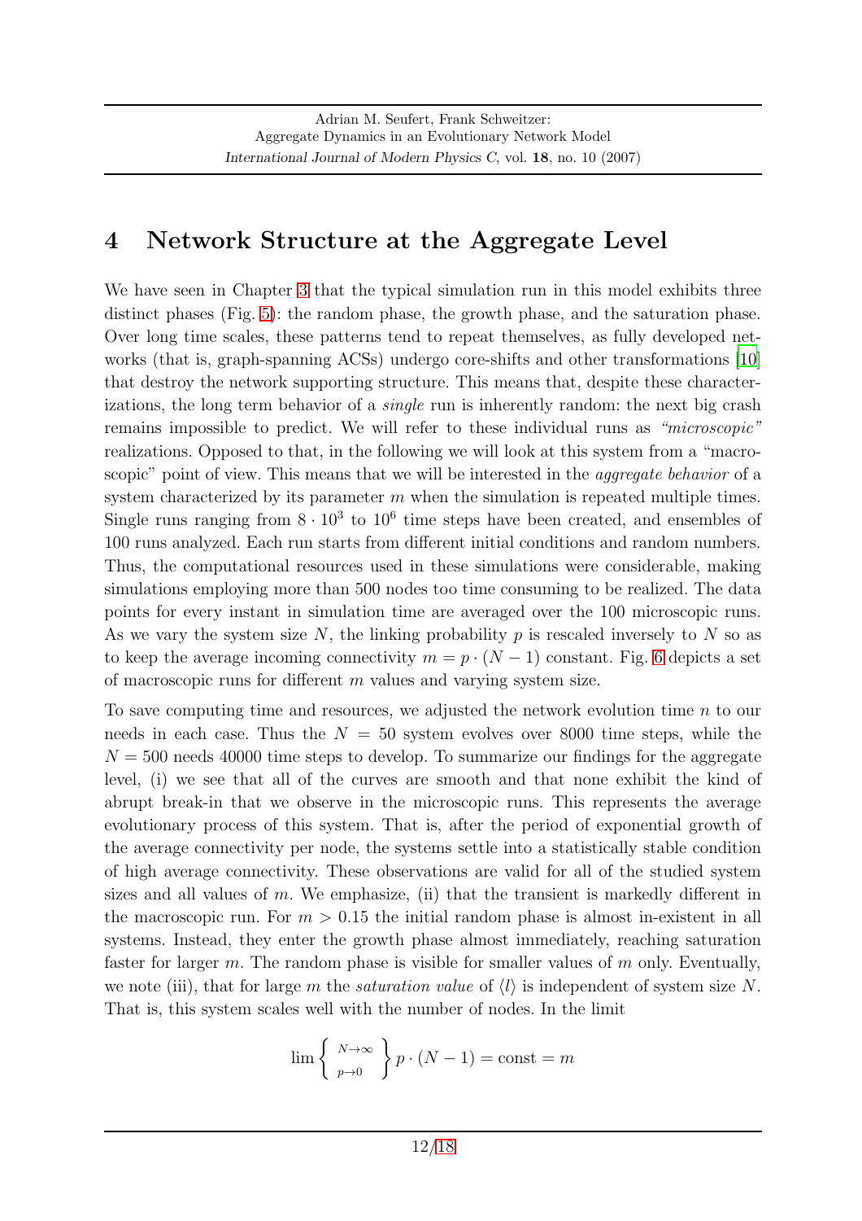# 4 Network Structure at the Aggregate Level

We have seen in Chapter 3 that the typical simulation run in this model exhibits three distinct phases (Fig. 5): the random phase, the growth phase, and the saturation phase. Over long time scales, these patterns tend to repeat themselves, as fully developed networks (that is, graph-spanning ACSs) undergo core-shifts and other transformations [10] that destroy the network supporting structure. This means that, despite these characterizations, the long term behavior of a *single* run is inherently random: the next big crash remains impossible to predict. We will refer to these individual runs as *"microscopic"* realizations. Opposed to that, in the following we will look at this system from a "macroscopic" point of view. This means that we will be interested in the *aggregate behavior* of a system characterized by its parameter $m$ when the simulation is repeated multiple times. Single runs ranging from $8 \cdot 10^3$ to $10^6$ time steps have been created, and ensembles of 100 runs analyzed. Each run starts from different initial conditions and random numbers. Thus, the computational resources used in these simulations were considerable, making simulations employing more than 500 nodes too time consuming to be realized. The data points for every instant in simulation time are averaged over the 100 microscopic runs. As we vary the system size $N$, the linking probability $p$ is rescaled inversely to $N$ so as to keep the average incoming connectivity $m = p \cdot (N-1)$ constant. Fig. 6 depicts a set of macroscopic runs for different $m$ values and varying system size.

To save computing time and resources, we adjusted the network evolution time $n$ to our needs in each case. Thus the $N = 50$ system evolves over 8000 time steps, while the $N = 500$ needs 40000 time steps to develop. To summarize our findings for the aggregate level, (i) we see that all of the curves are smooth and that none exhibit the kind of abrupt break-in that we observe in the microscopic runs. This represents the average evolutionary process of this system. That is, after the period of exponential growth of the average connectivity per node, the systems settle into a statistically stable condition of high average connectivity. These observations are valid for all of the studied system sizes and all values of $m$. We emphasize, (ii) that the transient is markedly different in the macroscopic run. For $m > 0.15$ the initial random phase is almost in-existent in all systems. Instead, they enter the growth phase almost immediately, reaching saturation faster for larger $m$. The random phase is visible for smaller values of $m$ only. Eventually, we note (iii), that for large $m$ the *saturation value* of $\langle l \rangle$ is independent of system size $N$. That is, this system scales well with the number of nodes. In the limit

$$\lim \left\{ \begin{array}{c} {\scriptstyle N \to \infty} \\ {\scriptstyle p \to 0} \end{array} \right\} p \cdot (N-1) = \text{const} = m$$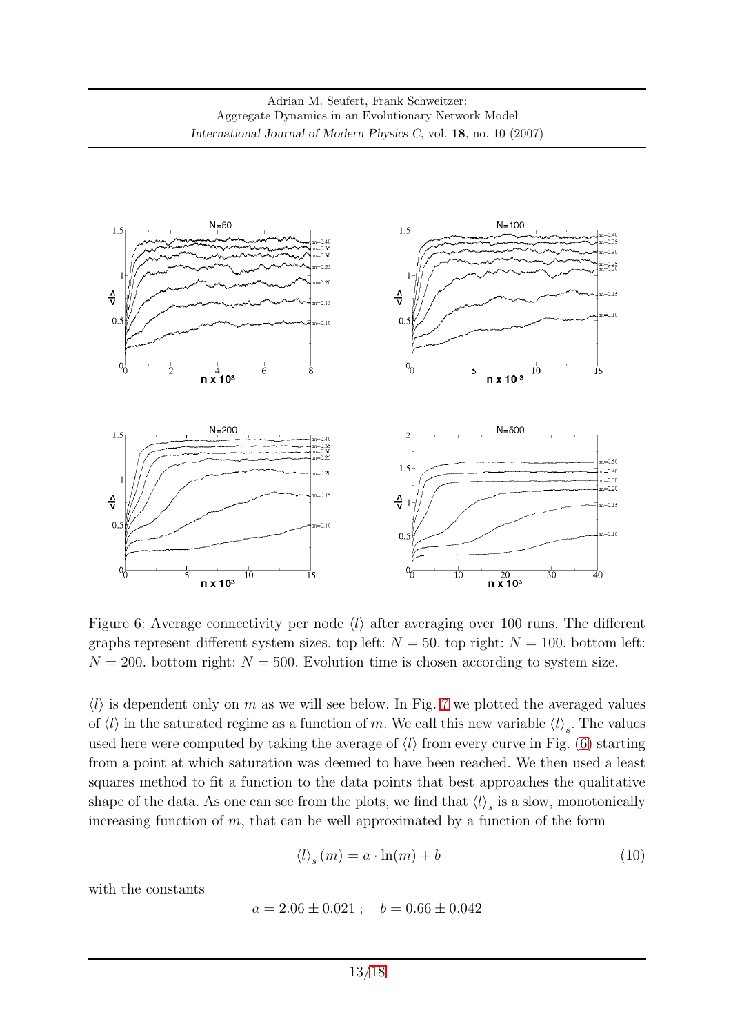Figure 6: Average connectivity per node $\langle l \rangle$ after averaging over 100 runs. The different graphs represent different system sizes. top left: $N = 50$. top right: $N = 100$. bottom left: $N = 200$. bottom right: $N = 500$. Evolution time is chosen according to system size.

$\langle l \rangle$ is dependent only on $m$ as we will see below. In Fig. 7 we plotted the averaged values of $\langle l \rangle$ in the saturated regime as a function of $m$. We call this new variable $\langle l \rangle_s$. The values used here were computed by taking the average of $\langle l \rangle$ from every curve in Fig. (6) starting from a point at which saturation was deemed to have been reached. We then used a least squares method to fit a function to the data points that best approaches the qualitative shape of the data. As one can see from the plots, we find that $\langle l \rangle_s$ is a slow, monotonically increasing function of $m$, that can be well approximated by a function of the form

$$\langle l \rangle_s (m) = a \cdot \ln(m) + b \tag{10}$$

with the constants

$$a = 2.06 \pm 0.021 \; ; \quad b = 0.66 \pm 0.042$$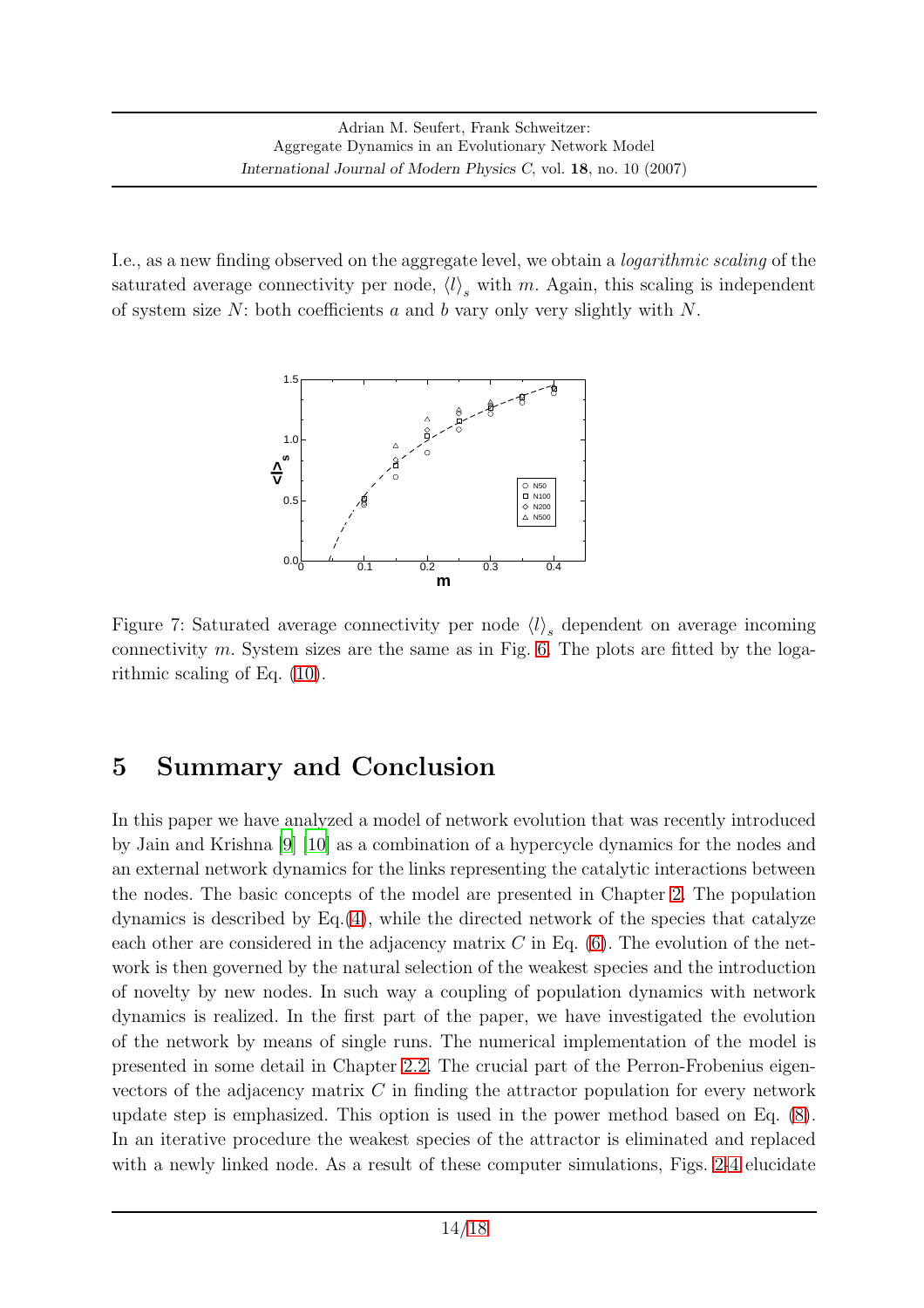I.e., as a new finding observed on the aggregate level, we obtain a *logarithmic scaling* of the saturated average connectivity per node, $\langle l \rangle_s$ with $m$. Again, this scaling is independent of system size $N$: both coefficients $a$ and $b$ vary only very slightly with $N$.

Figure 7: Saturated average connectivity per node $\langle l \rangle_s$ dependent on average incoming connectivity $m$. System sizes are the same as in Fig. 6. The plots are fitted by the logarithmic scaling of Eq. (10).

# 5 Summary and Conclusion

In this paper we have analyzed a model of network evolution that was recently introduced by Jain and Krishna [9] [10] as a combination of a hypercycle dynamics for the nodes and an external network dynamics for the links representing the catalytic interactions between the nodes. The basic concepts of the model are presented in Chapter 2. The population dynamics is described by Eq.(4), while the directed network of the species that catalyze each other are considered in the adjacency matrix $C$ in Eq. (6). The evolution of the network is then governed by the natural selection of the weakest species and the introduction of novelty by new nodes. In such way a coupling of population dynamics with network dynamics is realized. In the first part of the paper, we have investigated the evolution of the network by means of single runs. The numerical implementation of the model is presented in some detail in Chapter 2.2. The crucial part of the Perron-Frobenius eigenvectors of the adjacency matrix $C$ in finding the attractor population for every network update step is emphasized. This option is used in the power method based on Eq. (8). In an iterative procedure the weakest species of the attractor is eliminated and replaced with a newly linked node. As a result of these computer simulations, Figs. 2-4 elucidate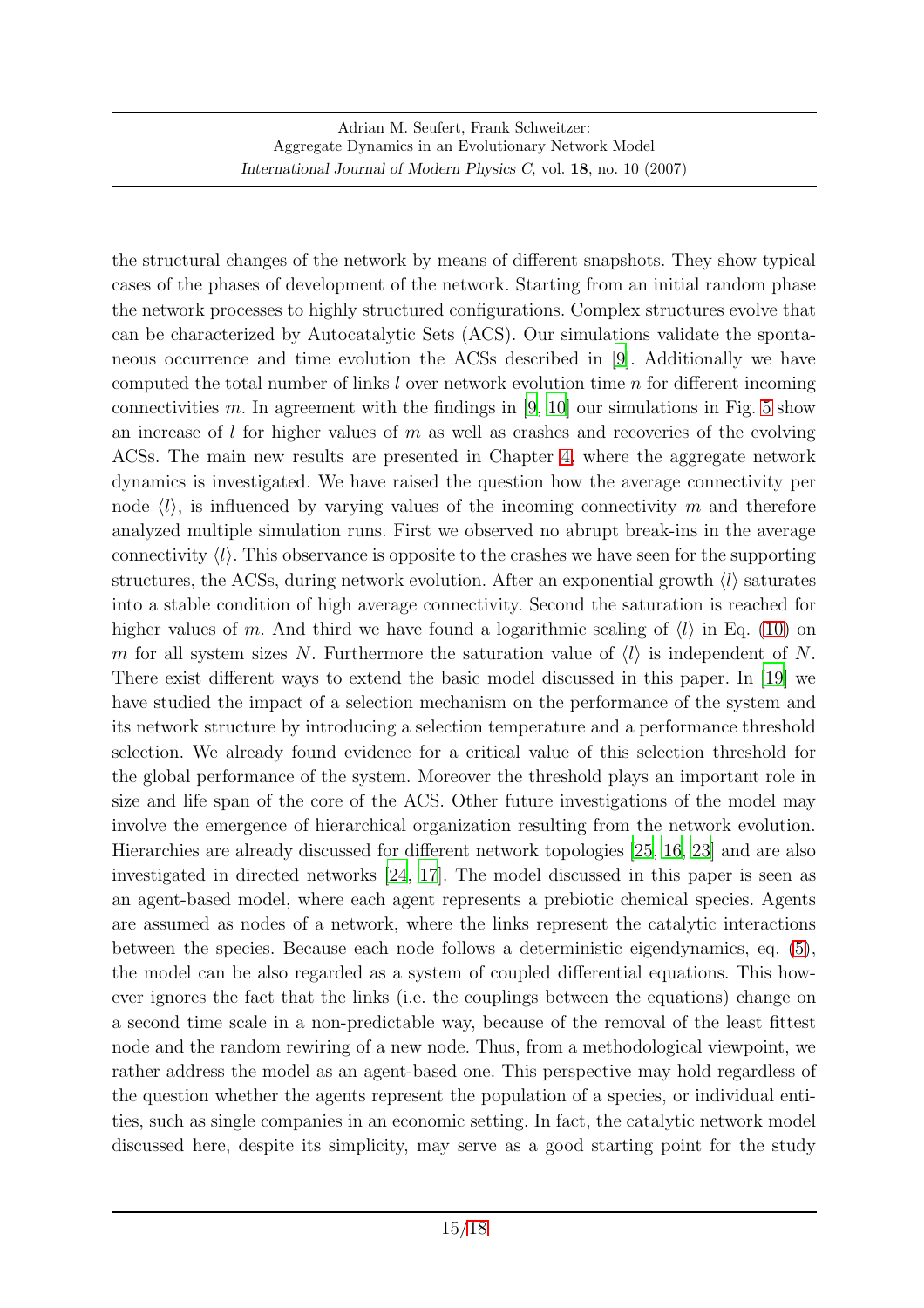the structural changes of the network by means of different snapshots. They show typical cases of the phases of development of the network. Starting from an initial random phase the network processes to highly structured configurations. Complex structures evolve that can be characterized by Autocatalytic Sets (ACS). Our simulations validate the spontaneous occurrence and time evolution the ACSs described in [9]. Additionally we have computed the total number of links $l$ over network evolution time $n$ for different incoming connectivities $m$. In agreement with the findings in [9, 10] our simulations in Fig. 5 show an increase of $l$ for higher values of $m$ as well as crashes and recoveries of the evolving ACSs. The main new results are presented in Chapter 4, where the aggregate network dynamics is investigated. We have raised the question how the average connectivity per node $\langle l \rangle$, is influenced by varying values of the incoming connectivity $m$ and therefore analyzed multiple simulation runs. First we observed no abrupt break-ins in the average connectivity $\langle l \rangle$. This observance is opposite to the crashes we have seen for the supporting structures, the ACSs, during network evolution. After an exponential growth $\langle l \rangle$ saturates into a stable condition of high average connectivity. Second the saturation is reached for higher values of $m$. And third we have found a logarithmic scaling of $\langle l \rangle$ in Eq. (10) on $m$ for all system sizes $N$. Furthermore the saturation value of $\langle l \rangle$ is independent of $N$. There exist different ways to extend the basic model discussed in this paper. In [19] we have studied the impact of a selection mechanism on the performance of the system and its network structure by introducing a selection temperature and a performance threshold selection. We already found evidence for a critical value of this selection threshold for the global performance of the system. Moreover the threshold plays an important role in size and life span of the core of the ACS. Other future investigations of the model may involve the emergence of hierarchical organization resulting from the network evolution. Hierarchies are already discussed for different network topologies [25, 16, 23] and are also investigated in directed networks [24, 17]. The model discussed in this paper is seen as an agent-based model, where each agent represents a prebiotic chemical species. Agents are assumed as nodes of a network, where the links represent the catalytic interactions between the species. Because each node follows a deterministic eigendynamics, eq. (5), the model can be also regarded as a system of coupled differential equations. This however ignores the fact that the links (i.e. the couplings between the equations) change on a second time scale in a non-predictable way, because of the removal of the least fittest node and the random rewiring of a new node. Thus, from a methodological viewpoint, we rather address the model as an agent-based one. This perspective may hold regardless of the question whether the agents represent the population of a species, or individual entities, such as single companies in an economic setting. In fact, the catalytic network model discussed here, despite its simplicity, may serve as a good starting point for the study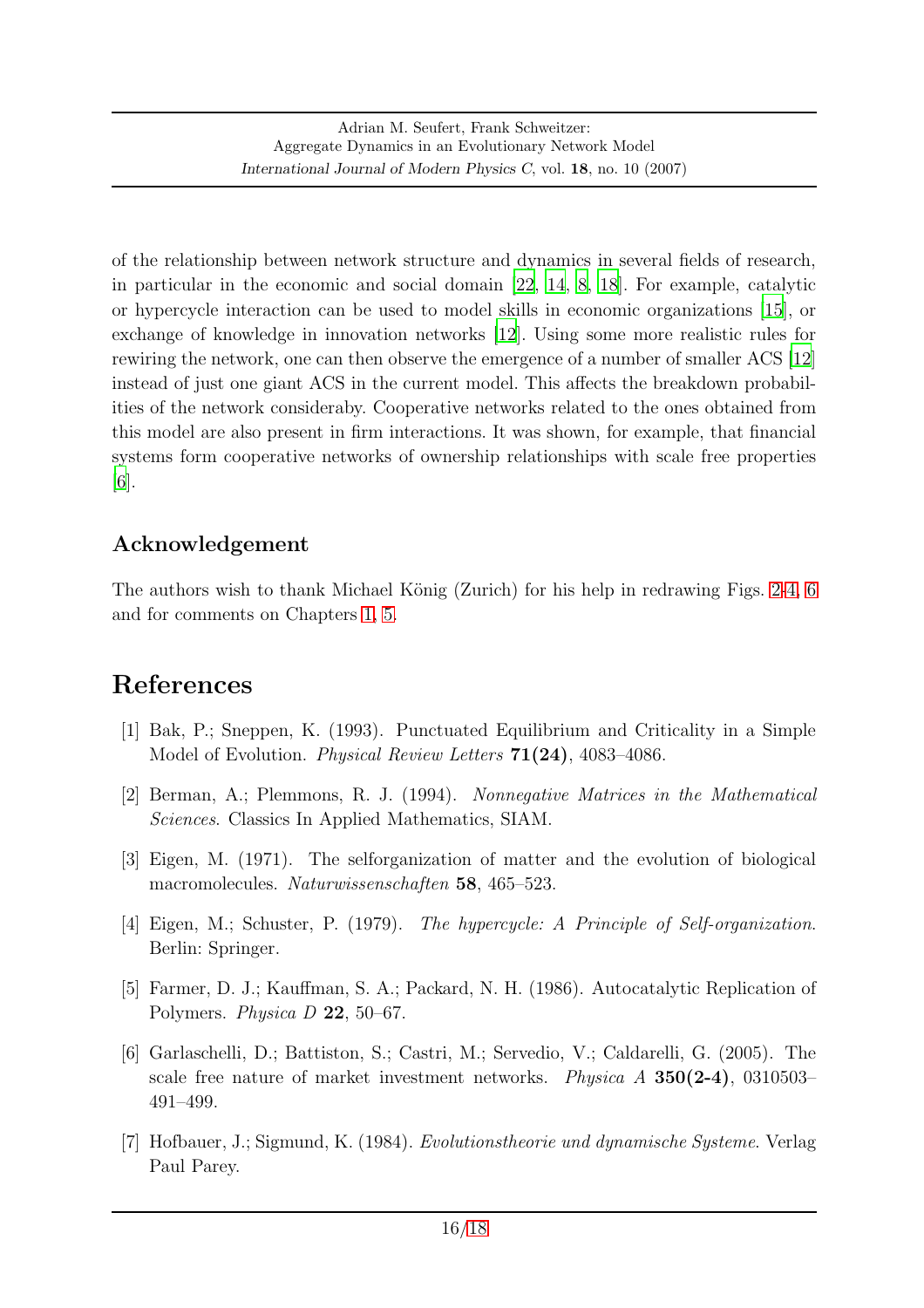of the relationship between network structure and dynamics in several fields of research, in particular in the economic and social domain [22, 14, 8, 18]. For example, catalytic or hypercycle interaction can be used to model skills in economic organizations [15], or exchange of knowledge in innovation networks [12]. Using some more realistic rules for rewiring the network, one can then observe the emergence of a number of smaller ACS [12] instead of just one giant ACS in the current model. This affects the breakdown probabilities of the network consideraby. Cooperative networks related to the ones obtained from this model are also present in firm interactions. It was shown, for example, that financial systems form cooperative networks of ownership relationships with scale free properties [6].

## Acknowledgement

The authors wish to thank Michael König (Zurich) for his help in redrawing Figs. 2-4, 6 and for comments on Chapters 1, 5.

# References

[1] Bak, P.; Sneppen, K. (1993). Punctuated Equilibrium and Criticality in a Simple Model of Evolution. *Physical Review Letters* **71(24)**, 4083–4086.

[2] Berman, A.; Plemmons, R. J. (1994). *Nonnegative Matrices in the Mathematical Sciences*. Classics In Applied Mathematics, SIAM.

[3] Eigen, M. (1971). The selforganization of matter and the evolution of biological macromolecules. *Naturwissenschaften* **58**, 465–523.

[4] Eigen, M.; Schuster, P. (1979). *The hypercycle: A Principle of Self-organization*. Berlin: Springer.

[5] Farmer, D. J.; Kauffman, S. A.; Packard, N. H. (1986). Autocatalytic Replication of Polymers. *Physica D* **22**, 50–67.

[6] Garlaschelli, D.; Battiston, S.; Castri, M.; Servedio, V.; Caldarelli, G. (2005). The scale free nature of market investment networks. *Physica A* **350(2-4)**, 0310503–491–499.

[7] Hofbauer, J.; Sigmund, K. (1984). *Evolutionstheorie und dynamische Systeme*. Verlag Paul Parey.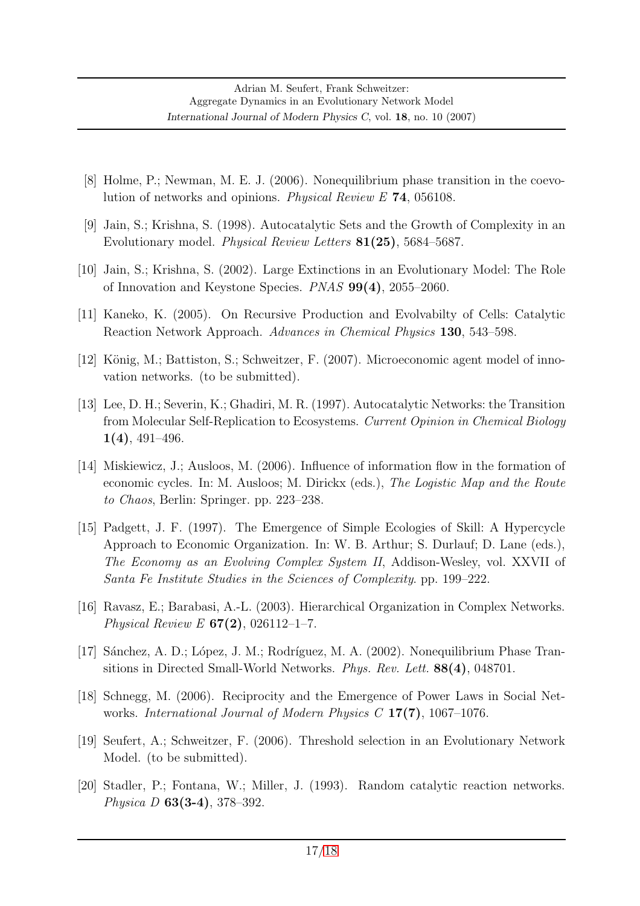[8] Holme, P.; Newman, M. E. J. (2006). Nonequilibrium phase transition in the coevolution of networks and opinions. *Physical Review E* **74**, 056108.

[9] Jain, S.; Krishna, S. (1998). Autocatalytic Sets and the Growth of Complexity in an Evolutionary model. *Physical Review Letters* **81(25)**, 5684–5687.

[10] Jain, S.; Krishna, S. (2002). Large Extinctions in an Evolutionary Model: The Role of Innovation and Keystone Species. *PNAS* **99(4)**, 2055–2060.

[11] Kaneko, K. (2005). On Recursive Production and Evolvabilty of Cells: Catalytic Reaction Network Approach. *Advances in Chemical Physics* **130**, 543–598.

[12] König, M.; Battiston, S.; Schweitzer, F. (2007). Microeconomic agent model of innovation networks. (to be submitted).

[13] Lee, D. H.; Severin, K.; Ghadiri, M. R. (1997). Autocatalytic Networks: the Transition from Molecular Self-Replication to Ecosystems. *Current Opinion in Chemical Biology* **1(4)**, 491–496.

[14] Miskiewicz, J.; Ausloos, M. (2006). Influence of information flow in the formation of economic cycles. In: M. Ausloos; M. Dirickx (eds.), *The Logistic Map and the Route to Chaos*, Berlin: Springer. pp. 223–238.

[15] Padgett, J. F. (1997). The Emergence of Simple Ecologies of Skill: A Hypercycle Approach to Economic Organization. In: W. B. Arthur; S. Durlauf; D. Lane (eds.), *The Economy as an Evolving Complex System II*, Addison-Wesley, vol. XXVII of *Santa Fe Institute Studies in the Sciences of Complexity*. pp. 199–222.

[16] Ravasz, E.; Barabasi, A.-L. (2003). Hierarchical Organization in Complex Networks. *Physical Review E* **67(2)**, 026112–1–7.

[17] Sánchez, A. D.; López, J. M.; Rodríguez, M. A. (2002). Nonequilibrium Phase Transitions in Directed Small-World Networks. *Phys. Rev. Lett.* **88(4)**, 048701.

[18] Schnegg, M. (2006). Reciprocity and the Emergence of Power Laws in Social Networks. *International Journal of Modern Physics C* **17(7)**, 1067–1076.

[19] Seufert, A.; Schweitzer, F. (2006). Threshold selection in an Evolutionary Network Model. (to be submitted).

[20] Stadler, P.; Fontana, W.; Miller, J. (1993). Random catalytic reaction networks. *Physica D* **63(3-4)**, 378–392.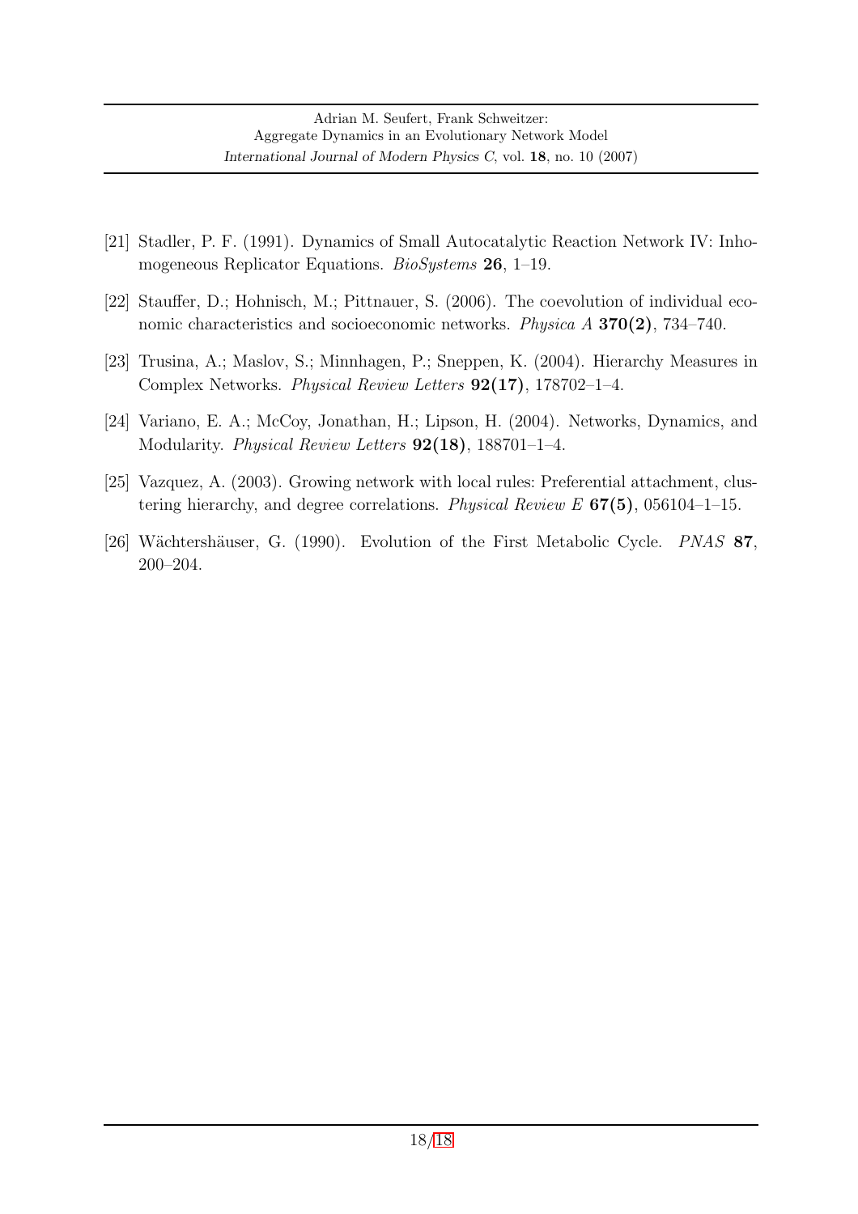[21] Stadler, P. F. (1991). Dynamics of Small Autocatalytic Reaction Network IV: Inhomogeneous Replicator Equations. *BioSystems* **26**, 1–19.

[22] Stauffer, D.; Hohnisch, M.; Pittnauer, S. (2006). The coevolution of individual economic characteristics and socioeconomic networks. *Physica A* **370(2)**, 734–740.

[23] Trusina, A.; Maslov, S.; Minnhagen, P.; Sneppen, K. (2004). Hierarchy Measures in Complex Networks. *Physical Review Letters* **92(17)**, 178702–1–4.

[24] Variano, E. A.; McCoy, Jonathan, H.; Lipson, H. (2004). Networks, Dynamics, and Modularity. *Physical Review Letters* **92(18)**, 188701–1–4.

[25] Vazquez, A. (2003). Growing network with local rules: Preferential attachment, clustering hierarchy, and degree correlations. *Physical Review E* **67(5)**, 056104–1–15.

[26] Wächtershäuser, G. (1990). Evolution of the First Metabolic Cycle. *PNAS* **87**, 200–204.